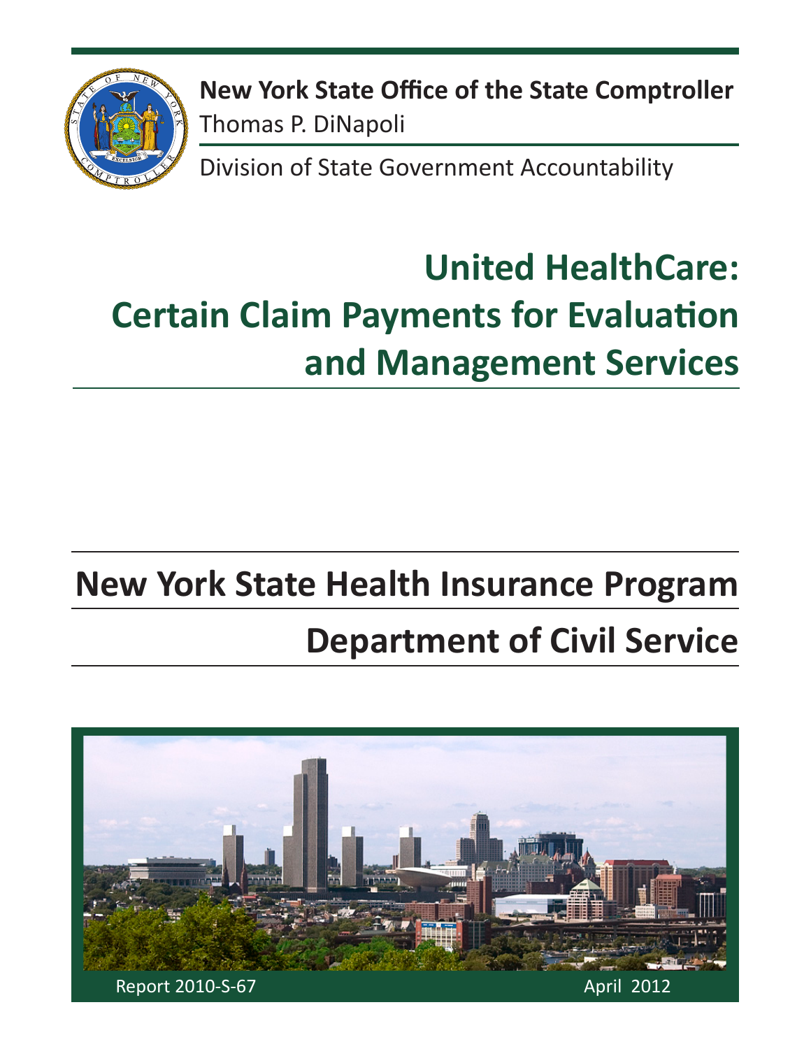**New York State Office of the State Comptroller**

Thomas P. DiNapoli

Division of State Government Accountability

# United HealthCare: Certain Claim Payments for Evaluation and Management Services

## New York State Health Insurance Program

## Department of Civil Service

Report 2010-S-67

April 2012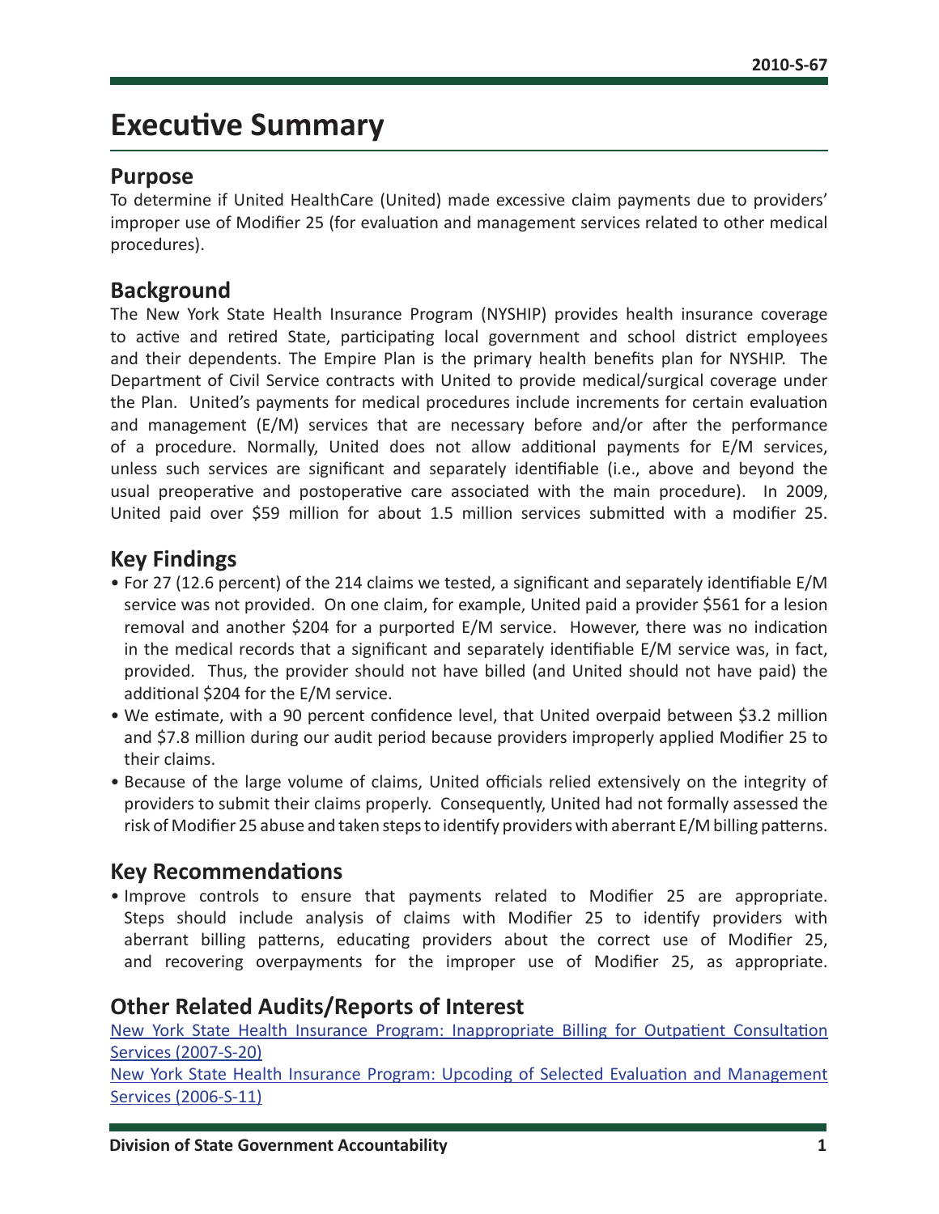# Executive Summary

## Purpose

To determine if United HealthCare (United) made excessive claim payments due to providers' improper use of Modifier 25 (for evaluation and management services related to other medical procedures).

## Background

The New York State Health Insurance Program (NYSHIP) provides health insurance coverage to active and retired State, participating local government and school district employees and their dependents. The Empire Plan is the primary health benefits plan for NYSHIP. The Department of Civil Service contracts with United to provide medical/surgical coverage under the Plan. United's payments for medical procedures include increments for certain evaluation and management (E/M) services that are necessary before and/or after the performance of a procedure. Normally, United does not allow additional payments for E/M services, unless such services are significant and separately identifiable (i.e., above and beyond the usual preoperative and postoperative care associated with the main procedure). In 2009, United paid over $59 million for about 1.5 million services submitted with a modifier 25.

## Key Findings

- For 27 (12.6 percent) of the 214 claims we tested, a significant and separately identifiable E/M service was not provided. On one claim, for example, United paid a provider $561 for a lesion removal and another $204 for a purported E/M service. However, there was no indication in the medical records that a significant and separately identifiable E/M service was, in fact, provided. Thus, the provider should not have billed (and United should not have paid) the additional $204 for the E/M service.
- We estimate, with a 90 percent confidence level, that United overpaid between $3.2 million and $7.8 million during our audit period because providers improperly applied Modifier 25 to their claims.
- Because of the large volume of claims, United officials relied extensively on the integrity of providers to submit their claims properly. Consequently, United had not formally assessed the risk of Modifier 25 abuse and taken steps to identify providers with aberrant E/M billing patterns.

## Key Recommendations

- Improve controls to ensure that payments related to Modifier 25 are appropriate. Steps should include analysis of claims with Modifier 25 to identify providers with aberrant billing patterns, educating providers about the correct use of Modifier 25, and recovering overpayments for the improper use of Modifier 25, as appropriate.

## Other Related Audits/Reports of Interest

New York State Health Insurance Program: Inappropriate Billing for Outpatient Consultation Services (2007-S-20)

New York State Health Insurance Program: Upcoding of Selected Evaluation and Management Services (2006-S-11)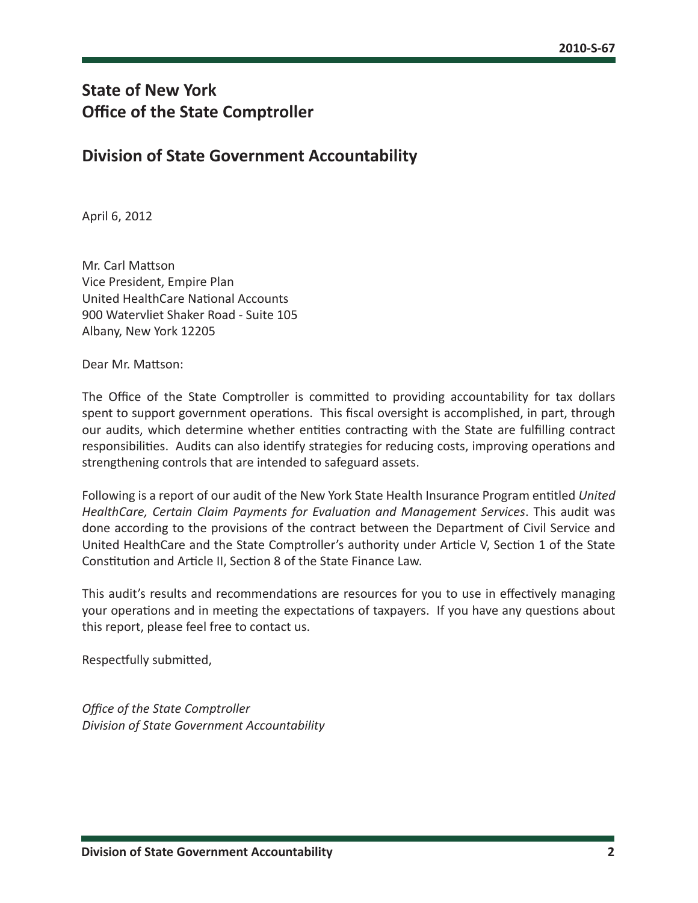## State of New York
## Office of the State Comptroller

## Division of State Government Accountability

April 6, 2012

Mr. Carl Mattson
Vice President, Empire Plan
United HealthCare National Accounts
900 Watervliet Shaker Road - Suite 105
Albany, New York 12205

Dear Mr. Mattson:

The Office of the State Comptroller is committed to providing accountability for tax dollars spent to support government operations. This fiscal oversight is accomplished, in part, through our audits, which determine whether entities contracting with the State are fulfilling contract responsibilities. Audits can also identify strategies for reducing costs, improving operations and strengthening controls that are intended to safeguard assets.

Following is a report of our audit of the New York State Health Insurance Program entitled *United HealthCare, Certain Claim Payments for Evaluation and Management Services*. This audit was done according to the provisions of the contract between the Department of Civil Service and United HealthCare and the State Comptroller's authority under Article V, Section 1 of the State Constitution and Article II, Section 8 of the State Finance Law.

This audit's results and recommendations are resources for you to use in effectively managing your operations and in meeting the expectations of taxpayers. If you have any questions about this report, please feel free to contact us.

Respectfully submitted,

*Office of the State Comptroller*
*Division of State Government Accountability*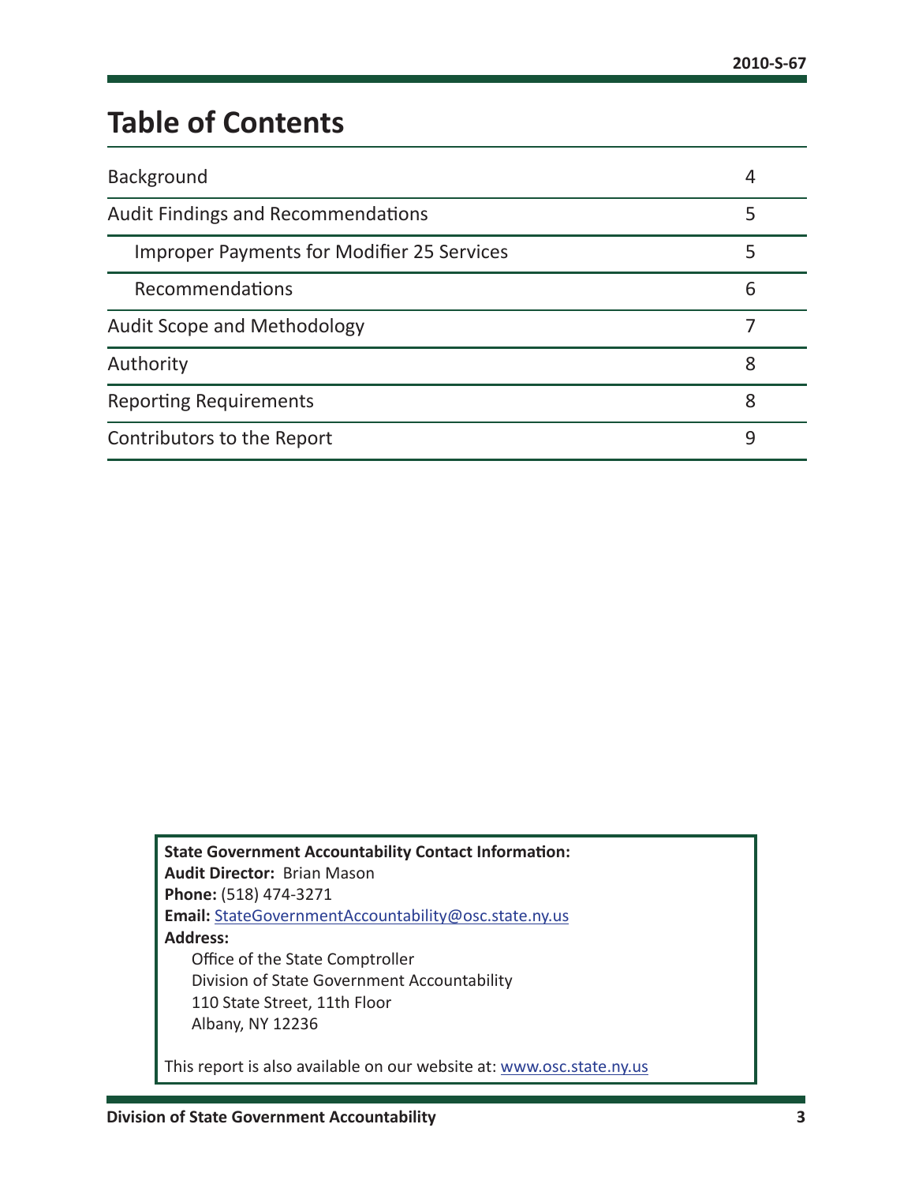# Table of Contents

| | |
|---|---|
| Background | 4 |
| Audit Findings and Recommendations | 5 |
| Improper Payments for Modifier 25 Services | 5 |
| Recommendations | 6 |
| Audit Scope and Methodology | 7 |
| Authority | 8 |
| Reporting Requirements | 8 |
| Contributors to the Report | 9 |

**State Government Accountability Contact Information:**
**Audit Director:** Brian Mason
**Phone:** (518) 474-3271
**Email:** StateGovernmentAccountability@osc.state.ny.us
**Address:**
Office of the State Comptroller
Division of State Government Accountability
110 State Street, 11th Floor
Albany, NY 12236

This report is also available on our website at: www.osc.state.ny.us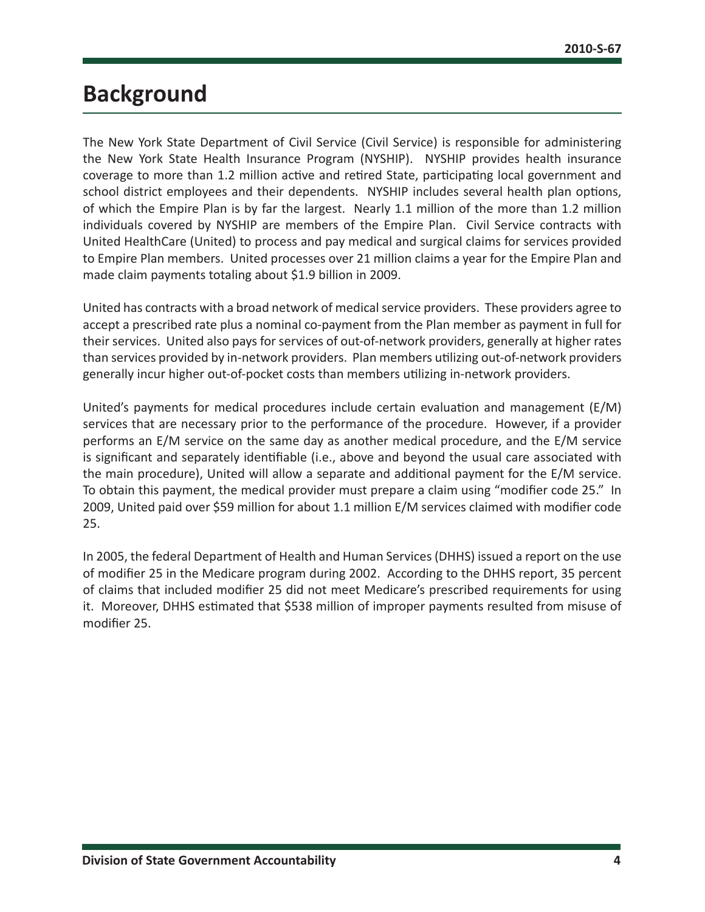# Background

The New York State Department of Civil Service (Civil Service) is responsible for administering the New York State Health Insurance Program (NYSHIP). NYSHIP provides health insurance coverage to more than 1.2 million active and retired State, participating local government and school district employees and their dependents. NYSHIP includes several health plan options, of which the Empire Plan is by far the largest. Nearly 1.1 million of the more than 1.2 million individuals covered by NYSHIP are members of the Empire Plan. Civil Service contracts with United HealthCare (United) to process and pay medical and surgical claims for services provided to Empire Plan members. United processes over 21 million claims a year for the Empire Plan and made claim payments totaling about $1.9 billion in 2009.

United has contracts with a broad network of medical service providers. These providers agree to accept a prescribed rate plus a nominal co-payment from the Plan member as payment in full for their services. United also pays for services of out-of-network providers, generally at higher rates than services provided by in-network providers. Plan members utilizing out-of-network providers generally incur higher out-of-pocket costs than members utilizing in-network providers.

United's payments for medical procedures include certain evaluation and management (E/M) services that are necessary prior to the performance of the procedure. However, if a provider performs an E/M service on the same day as another medical procedure, and the E/M service is significant and separately identifiable (i.e., above and beyond the usual care associated with the main procedure), United will allow a separate and additional payment for the E/M service. To obtain this payment, the medical provider must prepare a claim using "modifier code 25." In 2009, United paid over $59 million for about 1.1 million E/M services claimed with modifier code 25.

In 2005, the federal Department of Health and Human Services (DHHS) issued a report on the use of modifier 25 in the Medicare program during 2002. According to the DHHS report, 35 percent of claims that included modifier 25 did not meet Medicare's prescribed requirements for using it. Moreover, DHHS estimated that $538 million of improper payments resulted from misuse of modifier 25.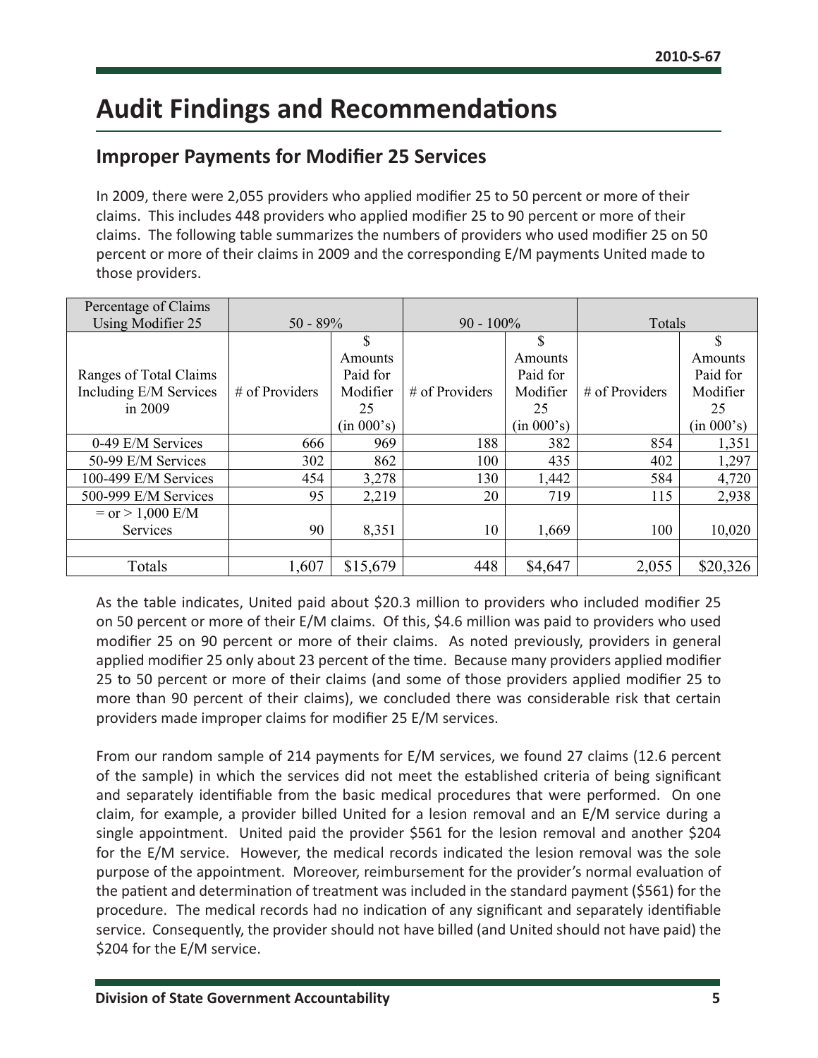# Audit Findings and Recommendations

## Improper Payments for Modifier 25 Services

In 2009, there were 2,055 providers who applied modifier 25 to 50 percent or more of their claims. This includes 448 providers who applied modifier 25 to 90 percent or more of their claims. The following table summarizes the numbers of providers who used modifier 25 on 50 percent or more of their claims in 2009 and the corresponding E/M payments United made to those providers.

| Percentage of Claims Using Modifier 25 | 50 - 89% | | 90 - 100% | | Totals | |
|---|---|---|---|---|---|---|
| Ranges of Total Claims Including E/M Services in 2009 | # of Providers | $ Amounts Paid for Modifier 25 (in 000's) | # of Providers | $ Amounts Paid for Modifier 25 (in 000's) | # of Providers | $ Amounts Paid for Modifier 25 (in 000's) |
| 0-49 E/M Services | 666 | 969 | 188 | 382 | 854 | 1,351 |
| 50-99 E/M Services | 302 | 862 | 100 | 435 | 402 | 1,297 |
| 100-499 E/M Services | 454 | 3,278 | 130 | 1,442 | 584 | 4,720 |
| 500-999 E/M Services | 95 | 2,219 | 20 | 719 | 115 | 2,938 |
| = or > 1,000 E/M Services | 90 | 8,351 | 10 | 1,669 | 100 | 10,020 |
| | | | | | | |
| Totals | 1,607 | $15,679 | 448 | $4,647 | 2,055 | $20,326 |

As the table indicates, United paid about $20.3 million to providers who included modifier 25 on 50 percent or more of their E/M claims. Of this, $4.6 million was paid to providers who used modifier 25 on 90 percent or more of their claims. As noted previously, providers in general applied modifier 25 only about 23 percent of the time. Because many providers applied modifier 25 to 50 percent or more of their claims (and some of those providers applied modifier 25 to more than 90 percent of their claims), we concluded there was considerable risk that certain providers made improper claims for modifier 25 E/M services.

From our random sample of 214 payments for E/M services, we found 27 claims (12.6 percent of the sample) in which the services did not meet the established criteria of being significant and separately identifiable from the basic medical procedures that were performed. On one claim, for example, a provider billed United for a lesion removal and an E/M service during a single appointment. United paid the provider $561 for the lesion removal and another $204 for the E/M service. However, the medical records indicated the lesion removal was the sole purpose of the appointment. Moreover, reimbursement for the provider's normal evaluation of the patient and determination of treatment was included in the standard payment ($561) for the procedure. The medical records had no indication of any significant and separately identifiable service. Consequently, the provider should not have billed (and United should not have paid) the $204 for the E/M service.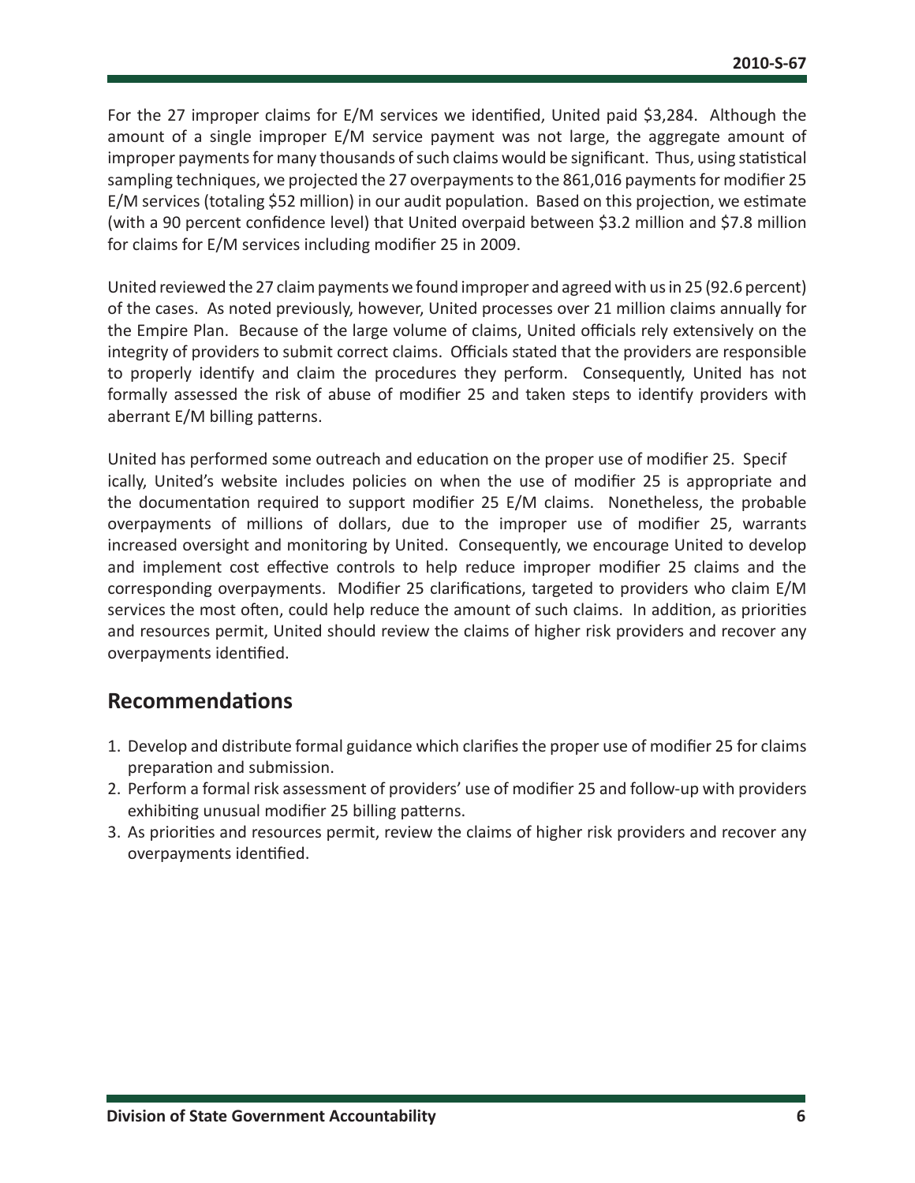For the 27 improper claims for E/M services we identified, United paid $3,284. Although the amount of a single improper E/M service payment was not large, the aggregate amount of improper payments for many thousands of such claims would be significant. Thus, using statistical sampling techniques, we projected the 27 overpayments to the 861,016 payments for modifier 25 E/M services (totaling $52 million) in our audit population. Based on this projection, we estimate (with a 90 percent confidence level) that United overpaid between $3.2 million and $7.8 million for claims for E/M services including modifier 25 in 2009.

United reviewed the 27 claim payments we found improper and agreed with us in 25 (92.6 percent) of the cases. As noted previously, however, United processes over 21 million claims annually for the Empire Plan. Because of the large volume of claims, United officials rely extensively on the integrity of providers to submit correct claims. Officials stated that the providers are responsible to properly identify and claim the procedures they perform. Consequently, United has not formally assessed the risk of abuse of modifier 25 and taken steps to identify providers with aberrant E/M billing patterns.

United has performed some outreach and education on the proper use of modifier 25. Specifically, United's website includes policies on when the use of modifier 25 is appropriate and the documentation required to support modifier 25 E/M claims. Nonetheless, the probable overpayments of millions of dollars, due to the improper use of modifier 25, warrants increased oversight and monitoring by United. Consequently, we encourage United to develop and implement cost effective controls to help reduce improper modifier 25 claims and the corresponding overpayments. Modifier 25 clarifications, targeted to providers who claim E/M services the most often, could help reduce the amount of such claims. In addition, as priorities and resources permit, United should review the claims of higher risk providers and recover any overpayments identified.

## Recommendations

1. Develop and distribute formal guidance which clarifies the proper use of modifier 25 for claims preparation and submission.
2. Perform a formal risk assessment of providers' use of modifier 25 and follow-up with providers exhibiting unusual modifier 25 billing patterns.
3. As priorities and resources permit, review the claims of higher risk providers and recover any overpayments identified.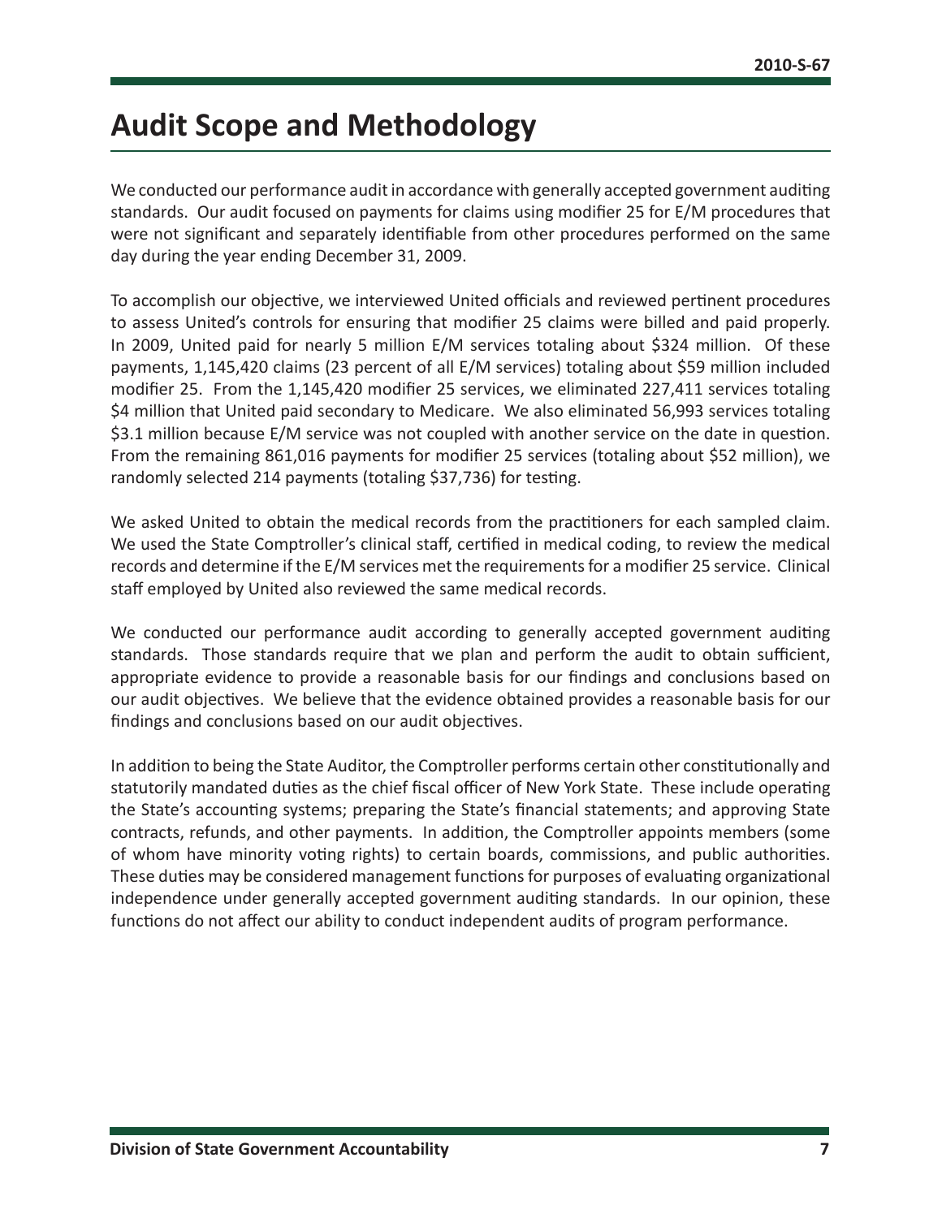# Audit Scope and Methodology

We conducted our performance audit in accordance with generally accepted government auditing standards. Our audit focused on payments for claims using modifier 25 for E/M procedures that were not significant and separately identifiable from other procedures performed on the same day during the year ending December 31, 2009.

To accomplish our objective, we interviewed United officials and reviewed pertinent procedures to assess United's controls for ensuring that modifier 25 claims were billed and paid properly. In 2009, United paid for nearly 5 million E/M services totaling about $324 million. Of these payments, 1,145,420 claims (23 percent of all E/M services) totaling about $59 million included modifier 25. From the 1,145,420 modifier 25 services, we eliminated 227,411 services totaling $4 million that United paid secondary to Medicare. We also eliminated 56,993 services totaling $3.1 million because E/M service was not coupled with another service on the date in question. From the remaining 861,016 payments for modifier 25 services (totaling about $52 million), we randomly selected 214 payments (totaling $37,736) for testing.

We asked United to obtain the medical records from the practitioners for each sampled claim. We used the State Comptroller's clinical staff, certified in medical coding, to review the medical records and determine if the E/M services met the requirements for a modifier 25 service. Clinical staff employed by United also reviewed the same medical records.

We conducted our performance audit according to generally accepted government auditing standards. Those standards require that we plan and perform the audit to obtain sufficient, appropriate evidence to provide a reasonable basis for our findings and conclusions based on our audit objectives. We believe that the evidence obtained provides a reasonable basis for our findings and conclusions based on our audit objectives.

In addition to being the State Auditor, the Comptroller performs certain other constitutionally and statutorily mandated duties as the chief fiscal officer of New York State. These include operating the State's accounting systems; preparing the State's financial statements; and approving State contracts, refunds, and other payments. In addition, the Comptroller appoints members (some of whom have minority voting rights) to certain boards, commissions, and public authorities. These duties may be considered management functions for purposes of evaluating organizational independence under generally accepted government auditing standards. In our opinion, these functions do not affect our ability to conduct independent audits of program performance.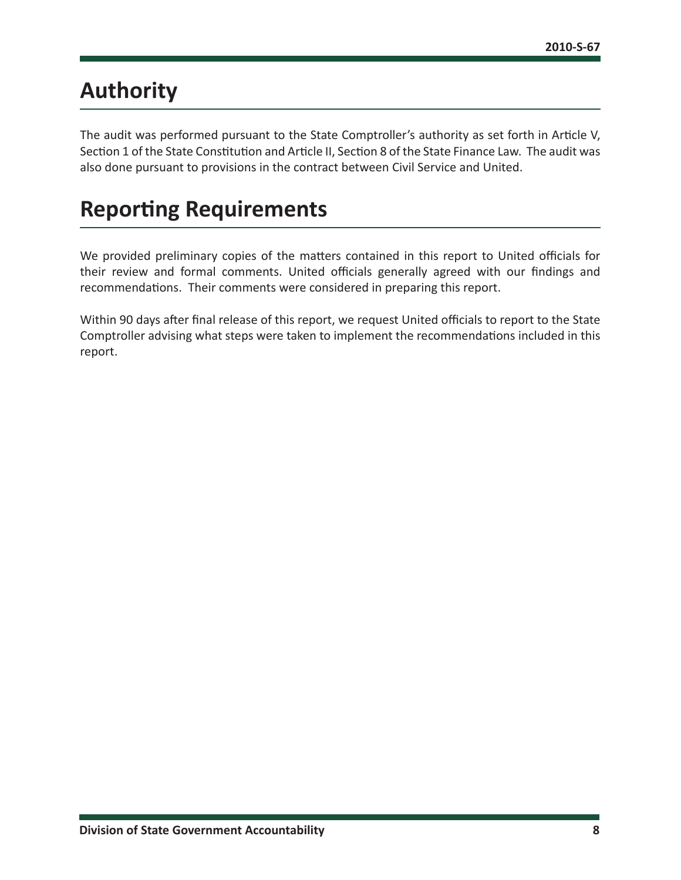# Authority

The audit was performed pursuant to the State Comptroller's authority as set forth in Article V, Section 1 of the State Constitution and Article II, Section 8 of the State Finance Law. The audit was also done pursuant to provisions in the contract between Civil Service and United.

# Reporting Requirements

We provided preliminary copies of the matters contained in this report to United officials for their review and formal comments. United officials generally agreed with our findings and recommendations. Their comments were considered in preparing this report.

Within 90 days after final release of this report, we request United officials to report to the State Comptroller advising what steps were taken to implement the recommendations included in this report.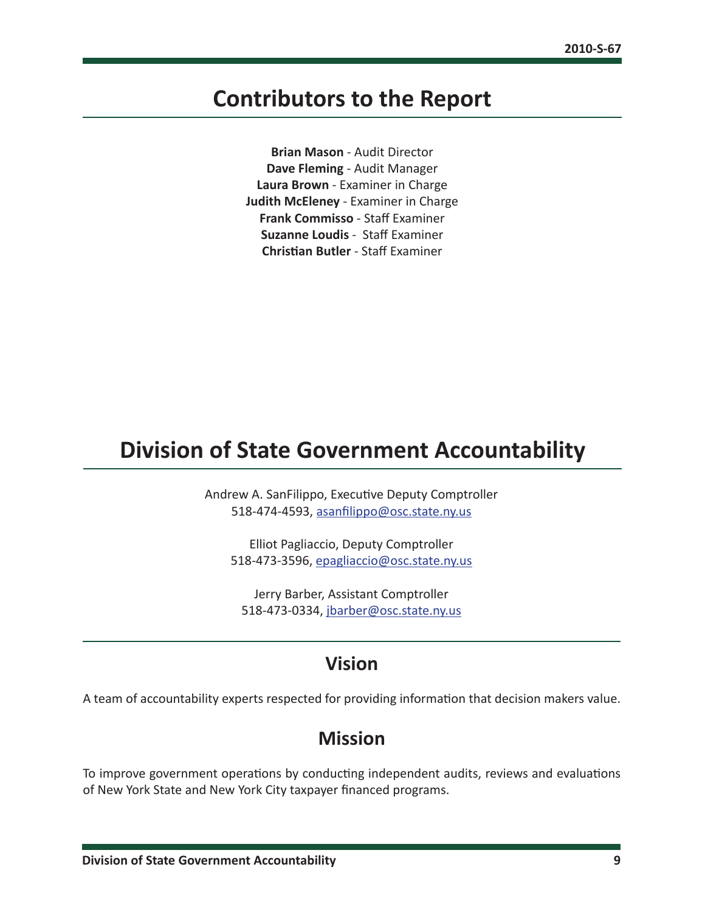## Contributors to the Report

**Brian Mason** - Audit Director
**Dave Fleming** - Audit Manager
**Laura Brown** - Examiner in Charge
**Judith McEleney** - Examiner in Charge
**Frank Commisso** - Staff Examiner
**Suzanne Loudis** - Staff Examiner
**Christian Butler** - Staff Examiner

## Division of State Government Accountability

Andrew A. SanFilippo, Executive Deputy Comptroller
518-474-4593, asanfilippo@osc.state.ny.us

Elliot Pagliaccio, Deputy Comptroller
518-473-3596, epagliaccio@osc.state.ny.us

Jerry Barber, Assistant Comptroller
518-473-0334, jbarber@osc.state.ny.us

### Vision

A team of accountability experts respected for providing information that decision makers value.

### Mission

To improve government operations by conducting independent audits, reviews and evaluations of New York State and New York City taxpayer financed programs.